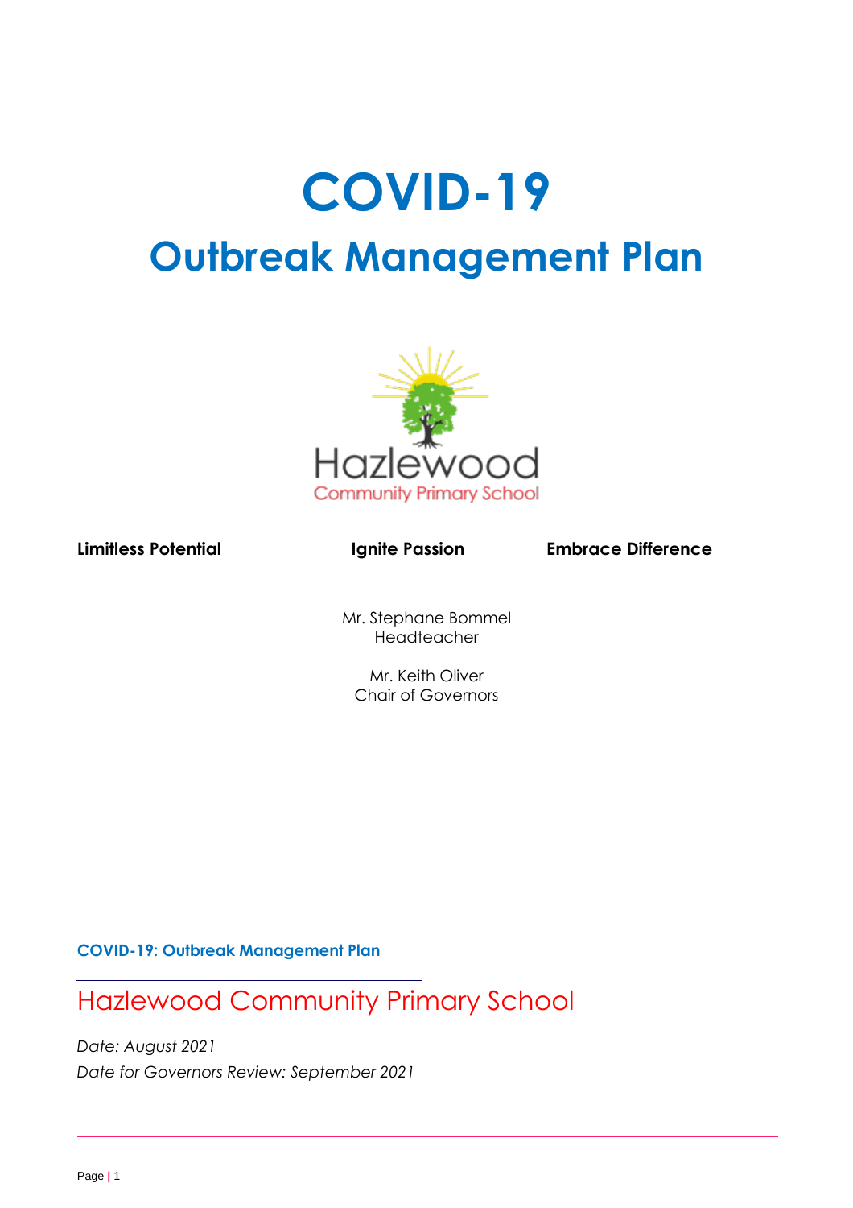# COVID-19

## Outbreak Management Plan

Hazlewood

Community Primary School

**Limitless Potential** **Ignite Passion** **Embrace Difference**

Mr. Stephane Bommel
Headteacher

Mr. Keith Oliver
Chair of Governors

**COVID-19: Outbreak Management Plan**

## Hazlewood Community Primary School

*Date: August 2021*
*Date for Governors Review: September 2021*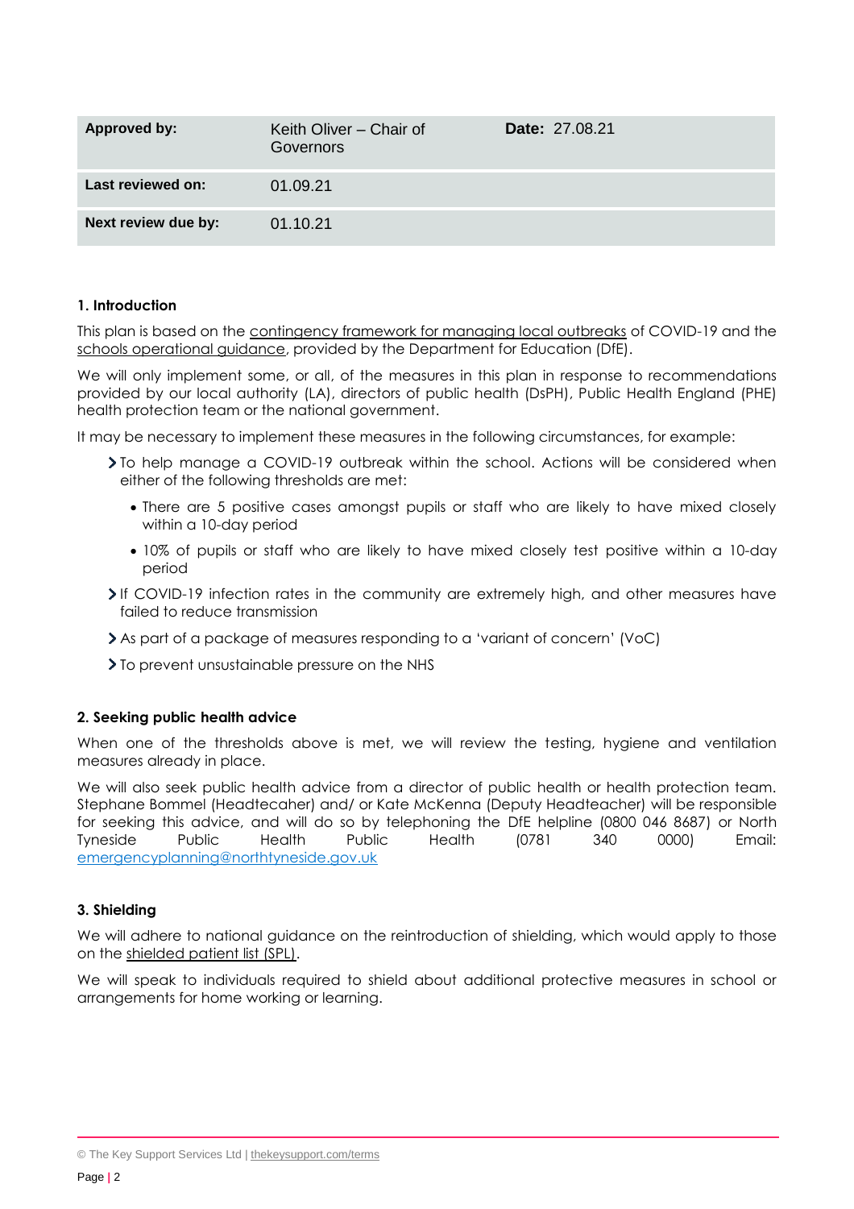| Approved by: | Keith Oliver – Chair of Governors | Date: 27.08.21 |
|---|---|---|
| Last reviewed on: | 01.09.21 | |
| Next review due by: | 01.10.21 | |

## 1. Introduction

This plan is based on the contingency framework for managing local outbreaks of COVID-19 and the schools operational guidance, provided by the Department for Education (DfE).

We will only implement some, or all, of the measures in this plan in response to recommendations provided by our local authority (LA), directors of public health (DsPH), Public Health England (PHE) health protection team or the national government.

It may be necessary to implement these measures in the following circumstances, for example:

- To help manage a COVID-19 outbreak within the school. Actions will be considered when either of the following thresholds are met:
  - There are 5 positive cases amongst pupils or staff who are likely to have mixed closely within a 10-day period
  - 10% of pupils or staff who are likely to have mixed closely test positive within a 10-day period
- If COVID-19 infection rates in the community are extremely high, and other measures have failed to reduce transmission
- As part of a package of measures responding to a 'variant of concern' (VoC)
- To prevent unsustainable pressure on the NHS

## 2. Seeking public health advice

When one of the thresholds above is met, we will review the testing, hygiene and ventilation measures already in place.

We will also seek public health advice from a director of public health or health protection team. Stephane Bommel (Headtecaher) and/ or Kate McKenna (Deputy Headteacher) will be responsible for seeking this advice, and will do so by telephoning the DfE helpline (0800 046 8687) or North Tyneside Public Health Public Health (0781 340 0000) Email: emergencyplanning@northtyneside.gov.uk

## 3. Shielding

We will adhere to national guidance on the reintroduction of shielding, which would apply to those on the shielded patient list (SPL).

We will speak to individuals required to shield about additional protective measures in school or arrangements for home working or learning.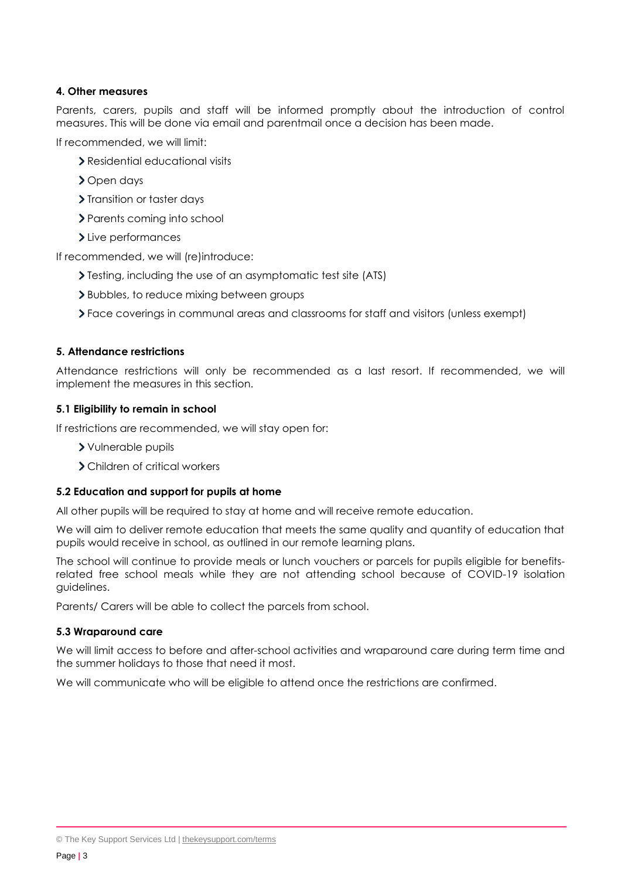### 4. Other measures

Parents, carers, pupils and staff will be informed promptly about the introduction of control measures. This will be done via email and parentmail once a decision has been made.

If recommended, we will limit:

- Residential educational visits
- Open days
- Transition or taster days
- Parents coming into school
- Live performances

If recommended, we will (re)introduce:

- Testing, including the use of an asymptomatic test site (ATS)
- Bubbles, to reduce mixing between groups
- Face coverings in communal areas and classrooms for staff and visitors (unless exempt)

### 5. Attendance restrictions

Attendance restrictions will only be recommended as a last resort. If recommended, we will implement the measures in this section.

#### 5.1 Eligibility to remain in school

If restrictions are recommended, we will stay open for:

- Vulnerable pupils
- Children of critical workers

#### 5.2 Education and support for pupils at home

All other pupils will be required to stay at home and will receive remote education.

We will aim to deliver remote education that meets the same quality and quantity of education that pupils would receive in school, as outlined in our remote learning plans.

The school will continue to provide meals or lunch vouchers or parcels for pupils eligible for benefits-related free school meals while they are not attending school because of COVID-19 isolation guidelines.

Parents/ Carers will be able to collect the parcels from school.

#### 5.3 Wraparound care

We will limit access to before and after-school activities and wraparound care during term time and the summer holidays to those that need it most.

We will communicate who will be eligible to attend once the restrictions are confirmed.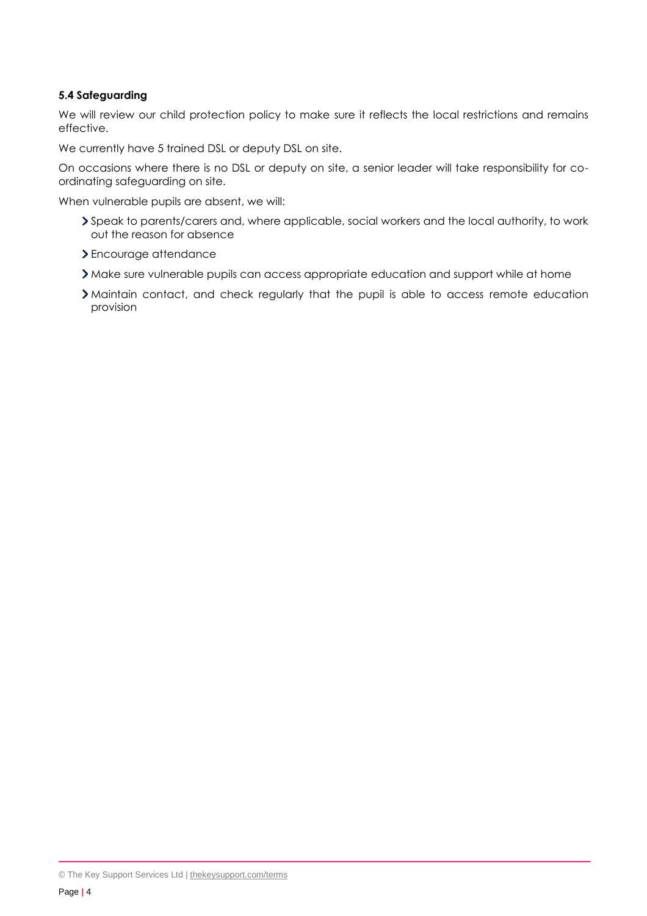#### 5.4 Safeguarding

We will review our child protection policy to make sure it reflects the local restrictions and remains effective.

We currently have 5 trained DSL or deputy DSL on site.

On occasions where there is no DSL or deputy on site, a senior leader will take responsibility for co-ordinating safeguarding on site.

When vulnerable pupils are absent, we will:

- Speak to parents/carers and, where applicable, social workers and the local authority, to work out the reason for absence
- Encourage attendance
- Make sure vulnerable pupils can access appropriate education and support while at home
- Maintain contact, and check regularly that the pupil is able to access remote education provision